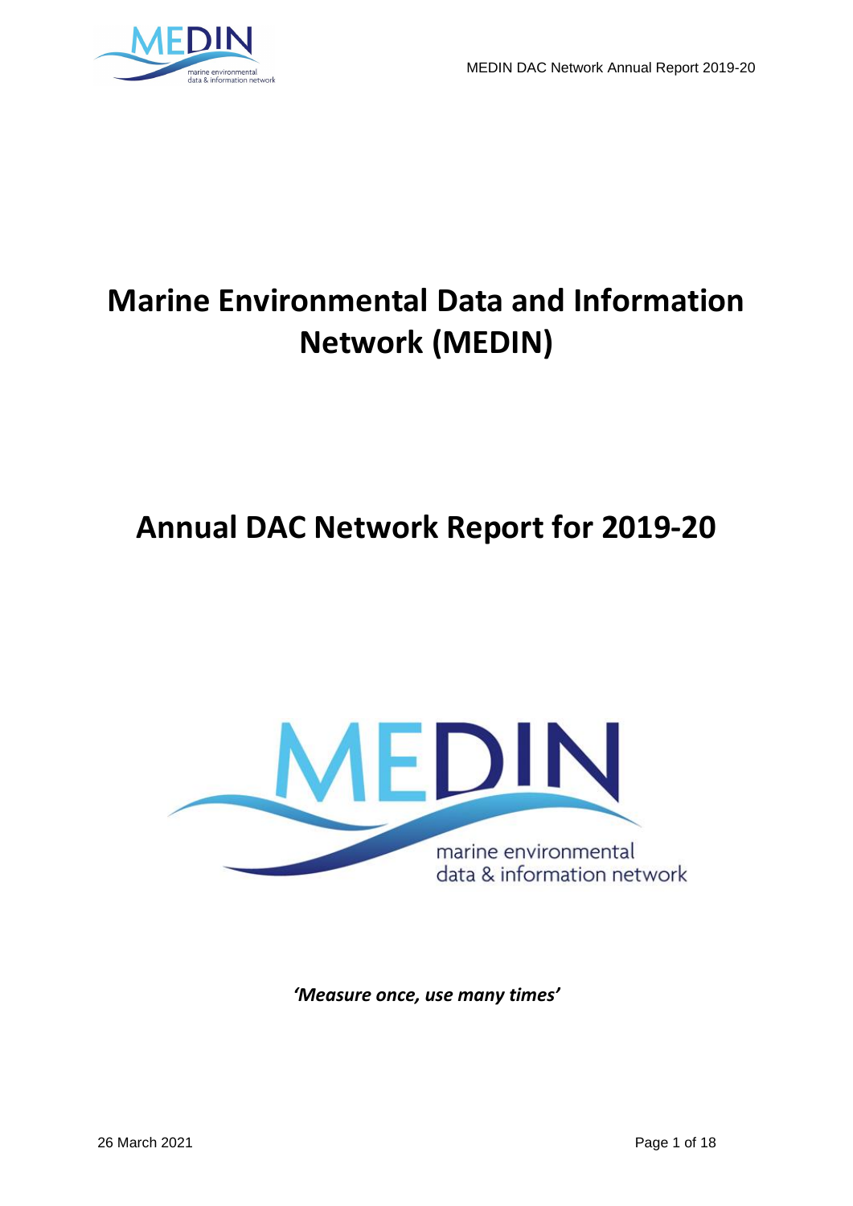# Marine Environmental Data and Information Network (MEDIN)

# Annual DAC Network Report for 2019-20

*'Measure once, use many times'*

26 March 2021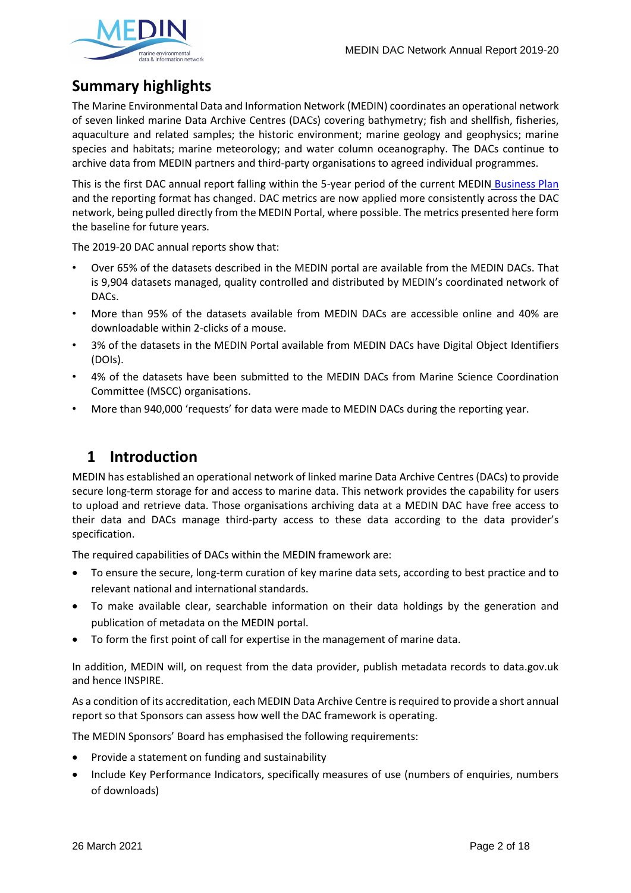## Summary highlights

The Marine Environmental Data and Information Network (MEDIN) coordinates an operational network of seven linked marine Data Archive Centres (DACs) covering bathymetry; fish and shellfish, fisheries, aquaculture and related samples; the historic environment; marine geology and geophysics; marine species and habitats; marine meteorology; and water column oceanography. The DACs continue to archive data from MEDIN partners and third-party organisations to agreed individual programmes.

This is the first DAC annual report falling within the 5-year period of the current MEDIN Business Plan and the reporting format has changed. DAC metrics are now applied more consistently across the DAC network, being pulled directly from the MEDIN Portal, where possible. The metrics presented here form the baseline for future years.

The 2019-20 DAC annual reports show that:

- Over 65% of the datasets described in the MEDIN portal are available from the MEDIN DACs. That is 9,904 datasets managed, quality controlled and distributed by MEDIN's coordinated network of DACs.
- More than 95% of the datasets available from MEDIN DACs are accessible online and 40% are downloadable within 2-clicks of a mouse.
- 3% of the datasets in the MEDIN Portal available from MEDIN DACs have Digital Object Identifiers (DOIs).
- 4% of the datasets have been submitted to the MEDIN DACs from Marine Science Coordination Committee (MSCC) organisations.
- More than 940,000 'requests' for data were made to MEDIN DACs during the reporting year.

# 1 Introduction

MEDIN has established an operational network of linked marine Data Archive Centres (DACs) to provide secure long-term storage for and access to marine data. This network provides the capability for users to upload and retrieve data. Those organisations archiving data at a MEDIN DAC have free access to their data and DACs manage third-party access to these data according to the data provider's specification.

The required capabilities of DACs within the MEDIN framework are:

- To ensure the secure, long-term curation of key marine data sets, according to best practice and to relevant national and international standards.
- To make available clear, searchable information on their data holdings by the generation and publication of metadata on the MEDIN portal.
- To form the first point of call for expertise in the management of marine data.

In addition, MEDIN will, on request from the data provider, publish metadata records to data.gov.uk and hence INSPIRE.

As a condition of its accreditation, each MEDIN Data Archive Centre is required to provide a short annual report so that Sponsors can assess how well the DAC framework is operating.

The MEDIN Sponsors' Board has emphasised the following requirements:

- Provide a statement on funding and sustainability
- Include Key Performance Indicators, specifically measures of use (numbers of enquiries, numbers of downloads)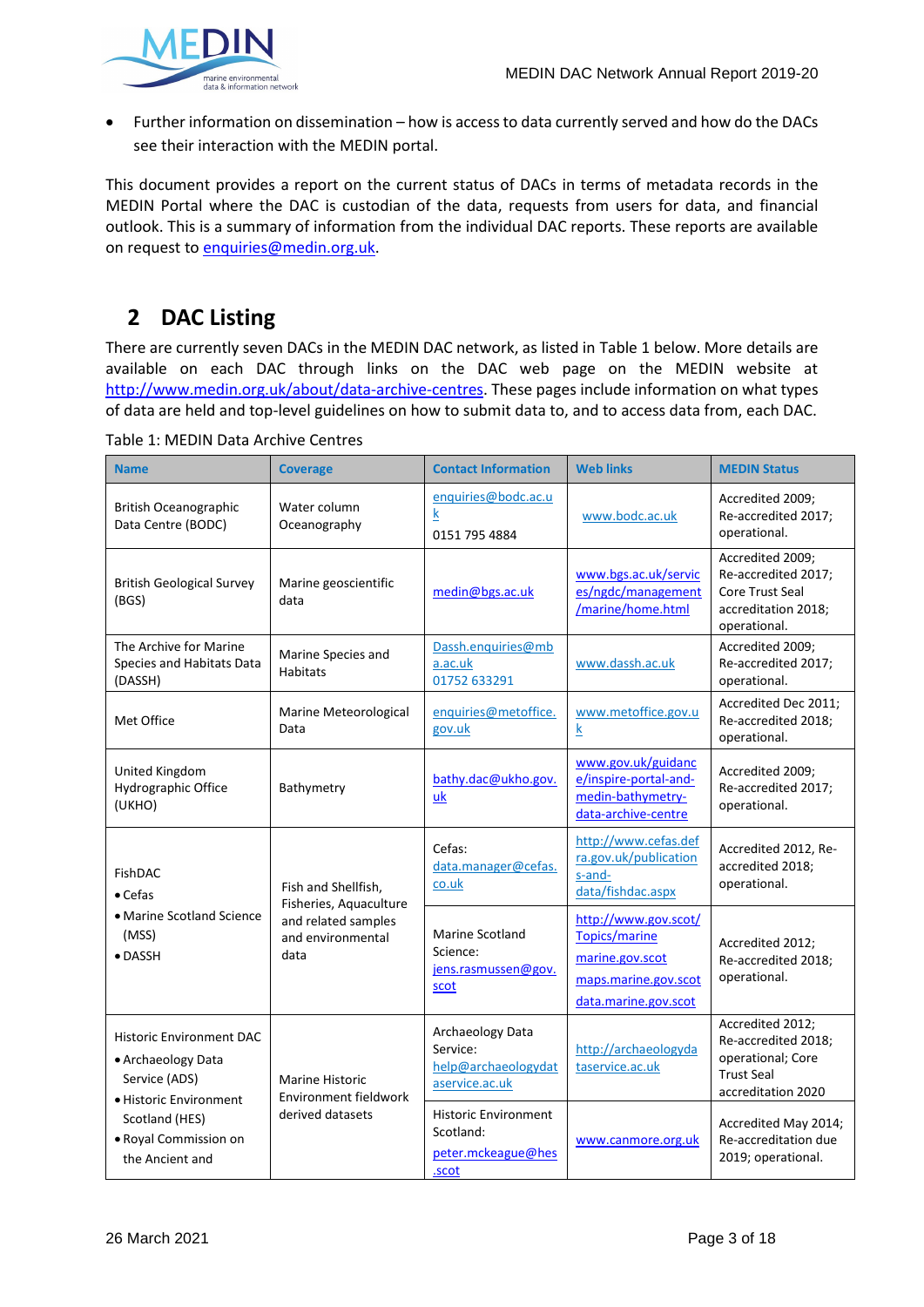- Further information on dissemination – how is access to data currently served and how do the DACs see their interaction with the MEDIN portal.

This document provides a report on the current status of DACs in terms of metadata records in the MEDIN Portal where the DAC is custodian of the data, requests from users for data, and financial outlook. This is a summary of information from the individual DAC reports. These reports are available on request to enquiries@medin.org.uk.

# 2 DAC Listing

There are currently seven DACs in the MEDIN DAC network, as listed in Table 1 below. More details are available on each DAC through links on the DAC web page on the MEDIN website at http://www.medin.org.uk/about/data-archive-centres. These pages include information on what types of data are held and top-level guidelines on how to submit data to, and to access data from, each DAC.

Table 1: MEDIN Data Archive Centres

| Name | Coverage | Contact Information | Web links | MEDIN Status |
|---|---|---|---|---|
| British Oceanographic Data Centre (BODC) | Water column Oceanography | enquiries@bodc.ac.uk<br>0151 795 4884 | www.bodc.ac.uk | Accredited 2009; Re-accredited 2017; operational. |
| British Geological Survey (BGS) | Marine geoscientific data | medin@bgs.ac.uk | www.bgs.ac.uk/services/ngdc/management/marine/home.html | Accredited 2009; Re-accredited 2017; Core Trust Seal accreditation 2018; operational. |
| The Archive for Marine Species and Habitats Data (DASSH) | Marine Species and Habitats | Dassh.enquiries@mba.ac.uk<br>01752 633291 | www.dassh.ac.uk | Accredited 2009; Re-accredited 2017; operational. |
| Met Office | Marine Meteorological Data | enquiries@metoffice.gov.uk | www.metoffice.gov.uk | Accredited Dec 2011; Re-accredited 2018; operational. |
| United Kingdom Hydrographic Office (UKHO) | Bathymetry | bathy.dac@ukho.gov.uk | www.gov.uk/guidance/inspire-portal-and-medin-bathymetry-data-archive-centre | Accredited 2009; Re-accredited 2017; operational. |
| FishDAC<br>• Cefas<br>• Marine Scotland Science (MSS)<br>• DASSH | Fish and Shellfish, Fisheries, Aquaculture and related samples and environmental data | Cefas: data.manager@cefas.co.uk | http://www.cefas.defra.gov.uk/publications-and-data/fishdac.aspx | Accredited 2012, Re-accredited 2018; operational. |
| | | Marine Scotland Science: jens.rasmussen@gov.scot | http://www.gov.scot/Topics/marine<br>marine.gov.scot<br>maps.marine.gov.scot<br>data.marine.gov.scot | Accredited 2012; Re-accredited 2018; operational. |
| Historic Environment DAC<br>• Archaeology Data Service (ADS)<br>• Historic Environment Scotland (HES)<br>• Royal Commission on the Ancient and | Marine Historic Environment fieldwork derived datasets | Archaeology Data Service: help@archaeologydataservice.ac.uk | http://archaeologydataservice.ac.uk | Accredited 2012; Re-accredited 2018; operational; Core Trust Seal accreditation 2020 |
| | | Historic Environment Scotland: peter.mckeague@hes.scot | www.canmore.org.uk | Accredited May 2014; Re-accreditation due 2019; operational. |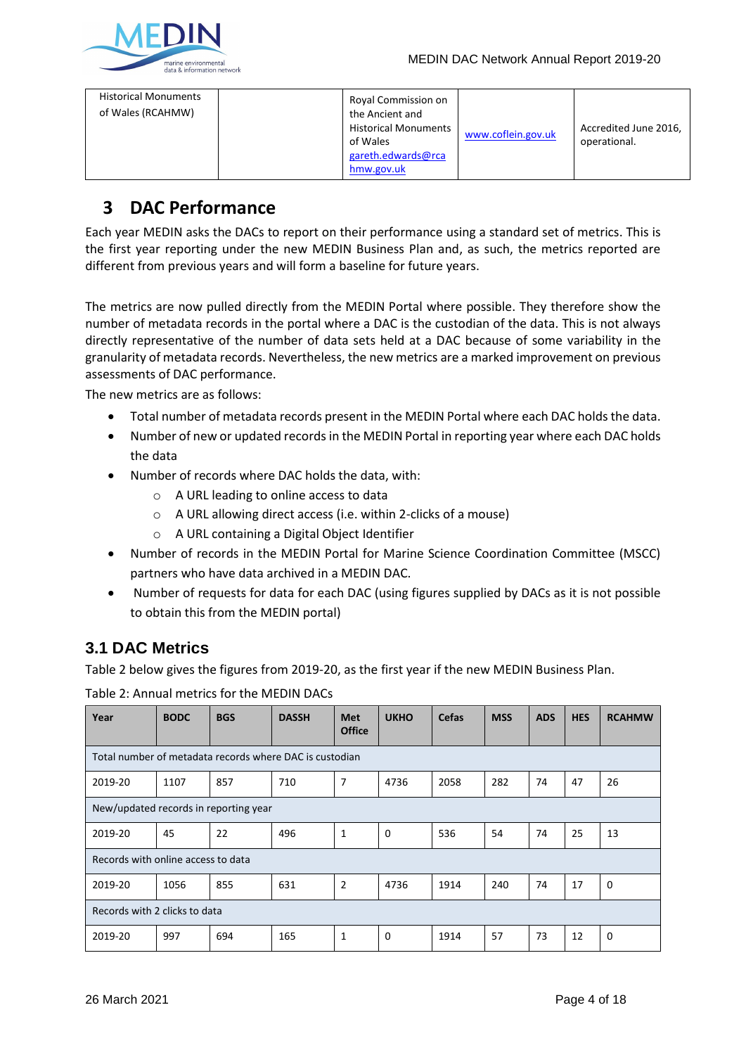| Historical Monuments of Wales (RCAHMW) | | Royal Commission on the Ancient and Historical Monuments of Wales gareth.edwards@rcahmw.gov.uk | www.coflein.gov.uk | Accredited June 2016, operational. |
|---|---|---|---|---|

# 3 DAC Performance

Each year MEDIN asks the DACs to report on their performance using a standard set of metrics. This is the first year reporting under the new MEDIN Business Plan and, as such, the metrics reported are different from previous years and will form a baseline for future years.

The metrics are now pulled directly from the MEDIN Portal where possible. They therefore show the number of metadata records in the portal where a DAC is the custodian of the data. This is not always directly representative of the number of data sets held at a DAC because of some variability in the granularity of metadata records. Nevertheless, the new metrics are a marked improvement on previous assessments of DAC performance.

The new metrics are as follows:

- Total number of metadata records present in the MEDIN Portal where each DAC holds the data.
- Number of new or updated records in the MEDIN Portal in reporting year where each DAC holds the data
- Number of records where DAC holds the data, with:
  - A URL leading to online access to data
  - A URL allowing direct access (i.e. within 2-clicks of a mouse)
  - A URL containing a Digital Object Identifier
- Number of records in the MEDIN Portal for Marine Science Coordination Committee (MSCC) partners who have data archived in a MEDIN DAC.
- Number of requests for data for each DAC (using figures supplied by DACs as it is not possible to obtain this from the MEDIN portal)

## 3.1 DAC Metrics

Table 2 below gives the figures from 2019-20, as the first year if the new MEDIN Business Plan.

Table 2: Annual metrics for the MEDIN DACs

| Year | BODC | BGS | DASSH | Met Office | UKHO | Cefas | MSS | ADS | HES | RCAHMW |
|---|---|---|---|---|---|---|---|---|---|---|
| Total number of metadata records where DAC is custodian | | | | | | | | | | |
| 2019-20 | 1107 | 857 | 710 | 7 | 4736 | 2058 | 282 | 74 | 47 | 26 |
| New/updated records in reporting year | | | | | | | | | | |
| 2019-20 | 45 | 22 | 496 | 1 | 0 | 536 | 54 | 74 | 25 | 13 |
| Records with online access to data | | | | | | | | | | |
| 2019-20 | 1056 | 855 | 631 | 2 | 4736 | 1914 | 240 | 74 | 17 | 0 |
| Records with 2 clicks to data | | | | | | | | | | |
| 2019-20 | 997 | 694 | 165 | 1 | 0 | 1914 | 57 | 73 | 12 | 0 |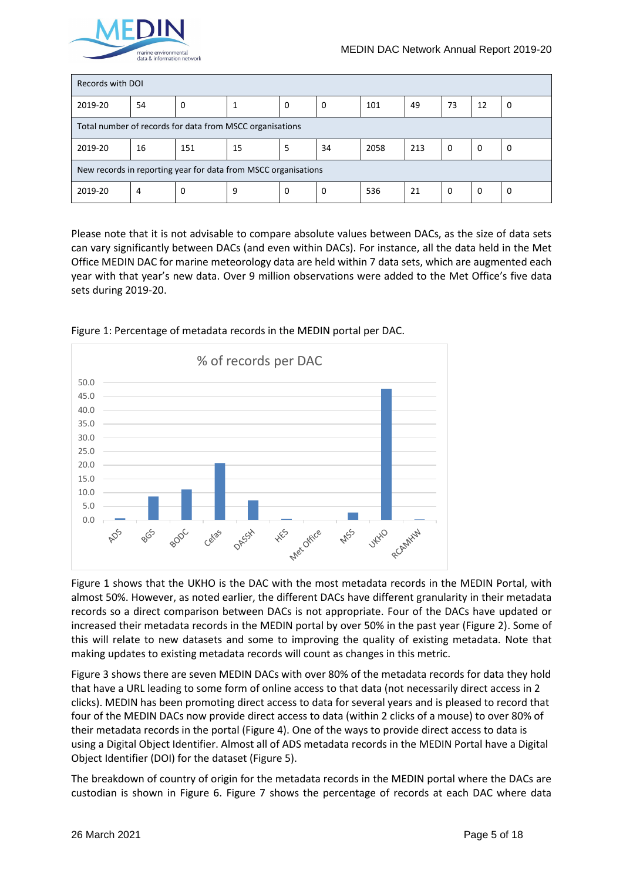| Records with DOI | | | | | | | | | | |
|---|---|---|---|---|---|---|---|---|---|---|
| 2019-20 | 54 | 0 | 1 | 0 | 0 | 101 | 49 | 73 | 12 | 0 |
| Total number of records for data from MSCC organisations | | | | | | | | | | |
| 2019-20 | 16 | 151 | 15 | 5 | 34 | 2058 | 213 | 0 | 0 | 0 |
| New records in reporting year for data from MSCC organisations | | | | | | | | | | |
| 2019-20 | 4 | 0 | 9 | 0 | 0 | 536 | 21 | 0 | 0 | 0 |

Please note that it is not advisable to compare absolute values between DACs, as the size of data sets can vary significantly between DACs (and even within DACs). For instance, all the data held in the Met Office MEDIN DAC for marine meteorology data are held within 7 data sets, which are augmented each year with that year's new data. Over 9 million observations were added to the Met Office's five data sets during 2019-20.

Figure 1: Percentage of metadata records in the MEDIN portal per DAC.

Figure 1 shows that the UKHO is the DAC with the most metadata records in the MEDIN Portal, with almost 50%. However, as noted earlier, the different DACs have different granularity in their metadata records so a direct comparison between DACs is not appropriate. Four of the DACs have updated or increased their metadata records in the MEDIN portal by over 50% in the past year (Figure 2). Some of this will relate to new datasets and some to improving the quality of existing metadata. Note that making updates to existing metadata records will count as changes in this metric.

Figure 3 shows there are seven MEDIN DACs with over 80% of the metadata records for data they hold that have a URL leading to some form of online access to that data (not necessarily direct access in 2 clicks). MEDIN has been promoting direct access to data for several years and is pleased to record that four of the MEDIN DACs now provide direct access to data (within 2 clicks of a mouse) to over 80% of their metadata records in the portal (Figure 4). One of the ways to provide direct access to data is using a Digital Object Identifier. Almost all of ADS metadata records in the MEDIN Portal have a Digital Object Identifier (DOI) for the dataset (Figure 5).

The breakdown of country of origin for the metadata records in the MEDIN portal where the DACs are custodian is shown in Figure 6. Figure 7 shows the percentage of records at each DAC where data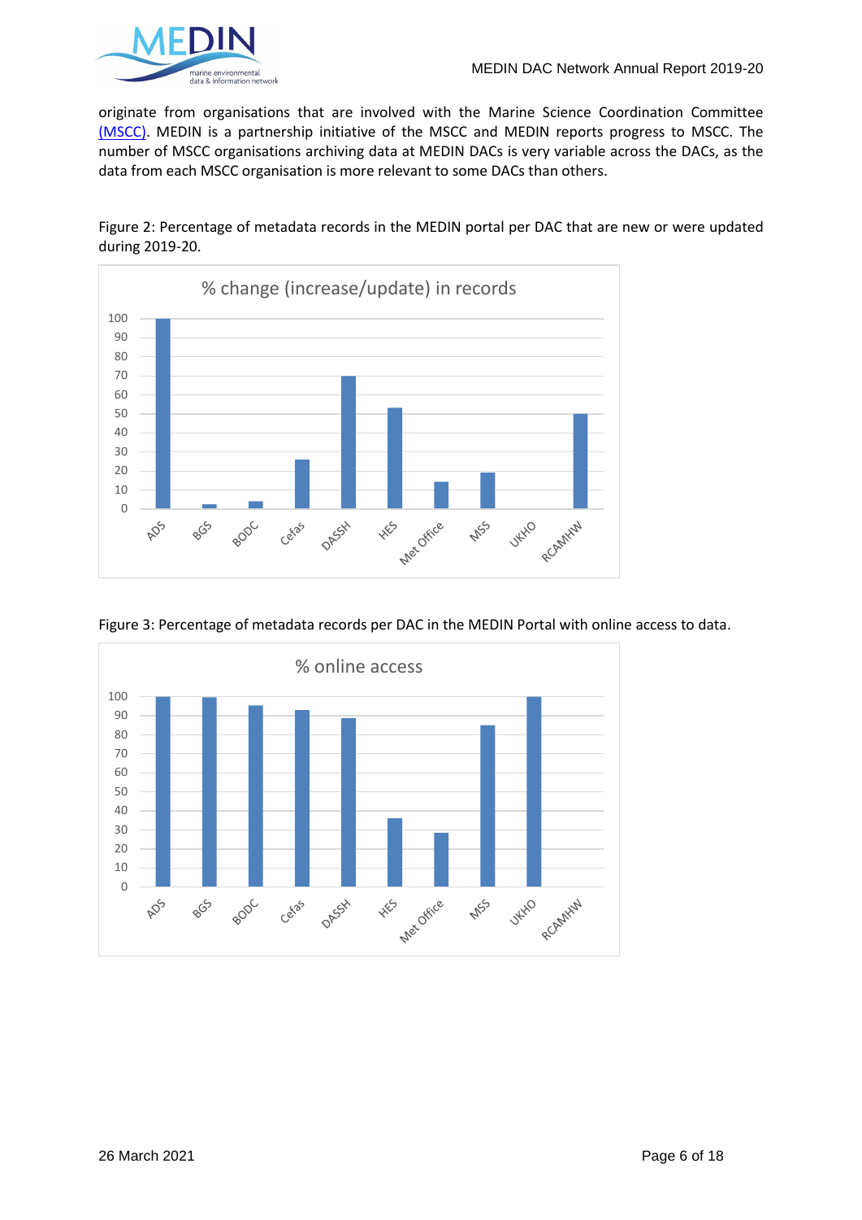originate from organisations that are involved with the Marine Science Coordination Committee [(MSCC)](). MEDIN is a partnership initiative of the MSCC and MEDIN reports progress to MSCC. The number of MSCC organisations archiving data at MEDIN DACs is very variable across the DACs, as the data from each MSCC organisation is more relevant to some DACs than others.

Figure 2: Percentage of metadata records in the MEDIN portal per DAC that are new or were updated during 2019-20.

Figure 3: Percentage of metadata records per DAC in the MEDIN Portal with online access to data.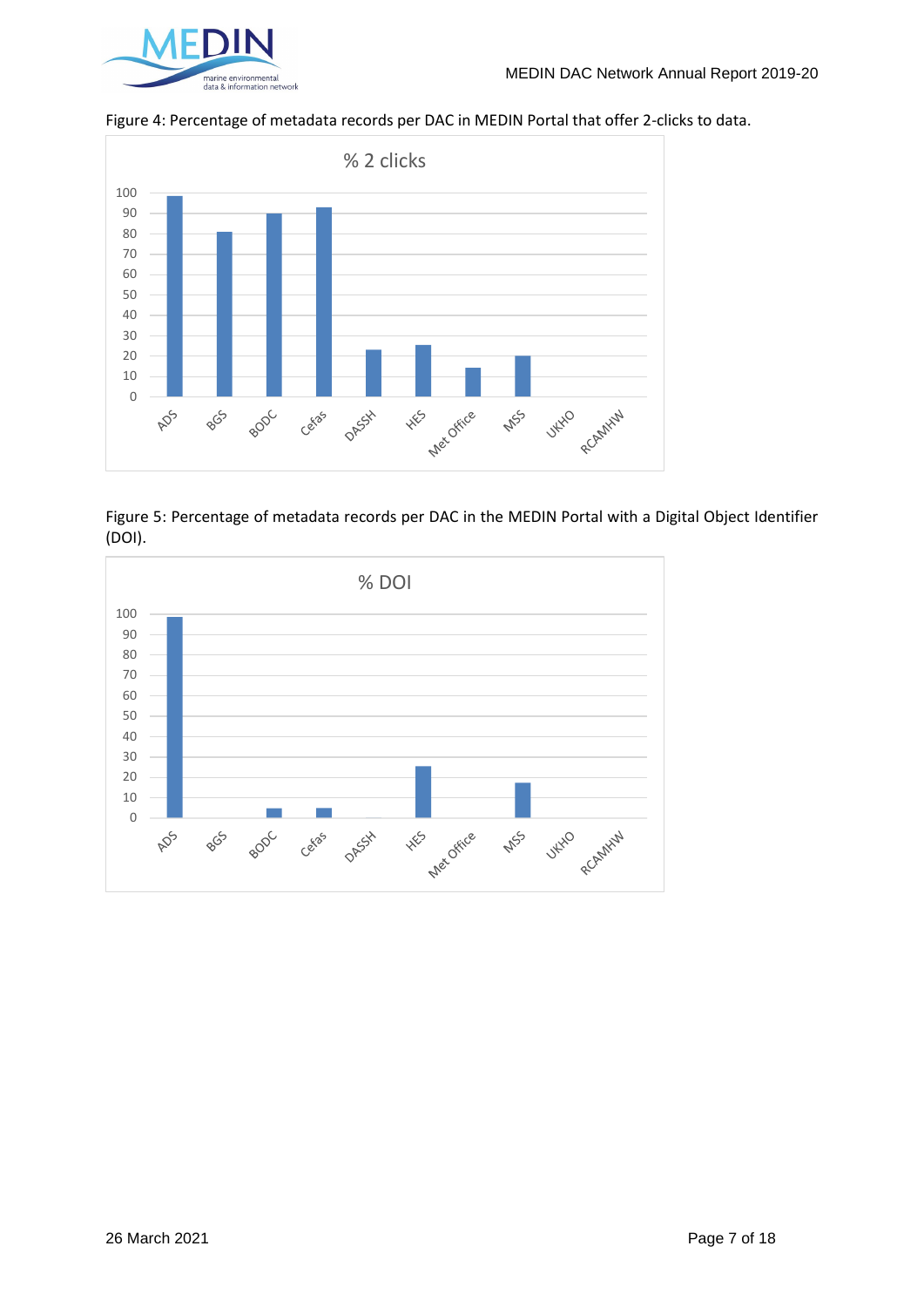Figure 4: Percentage of metadata records per DAC in MEDIN Portal that offer 2-clicks to data.

Figure 5: Percentage of metadata records per DAC in the MEDIN Portal with a Digital Object Identifier (DOI).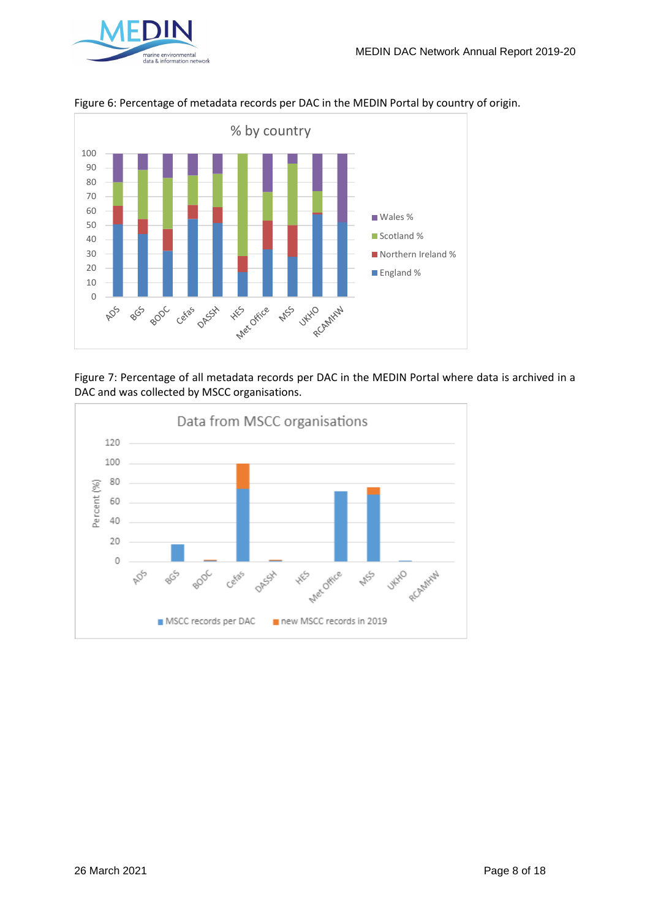Figure 6: Percentage of metadata records per DAC in the MEDIN Portal by country of origin.

Figure 7: Percentage of all metadata records per DAC in the MEDIN Portal where data is archived in a DAC and was collected by MSCC organisations.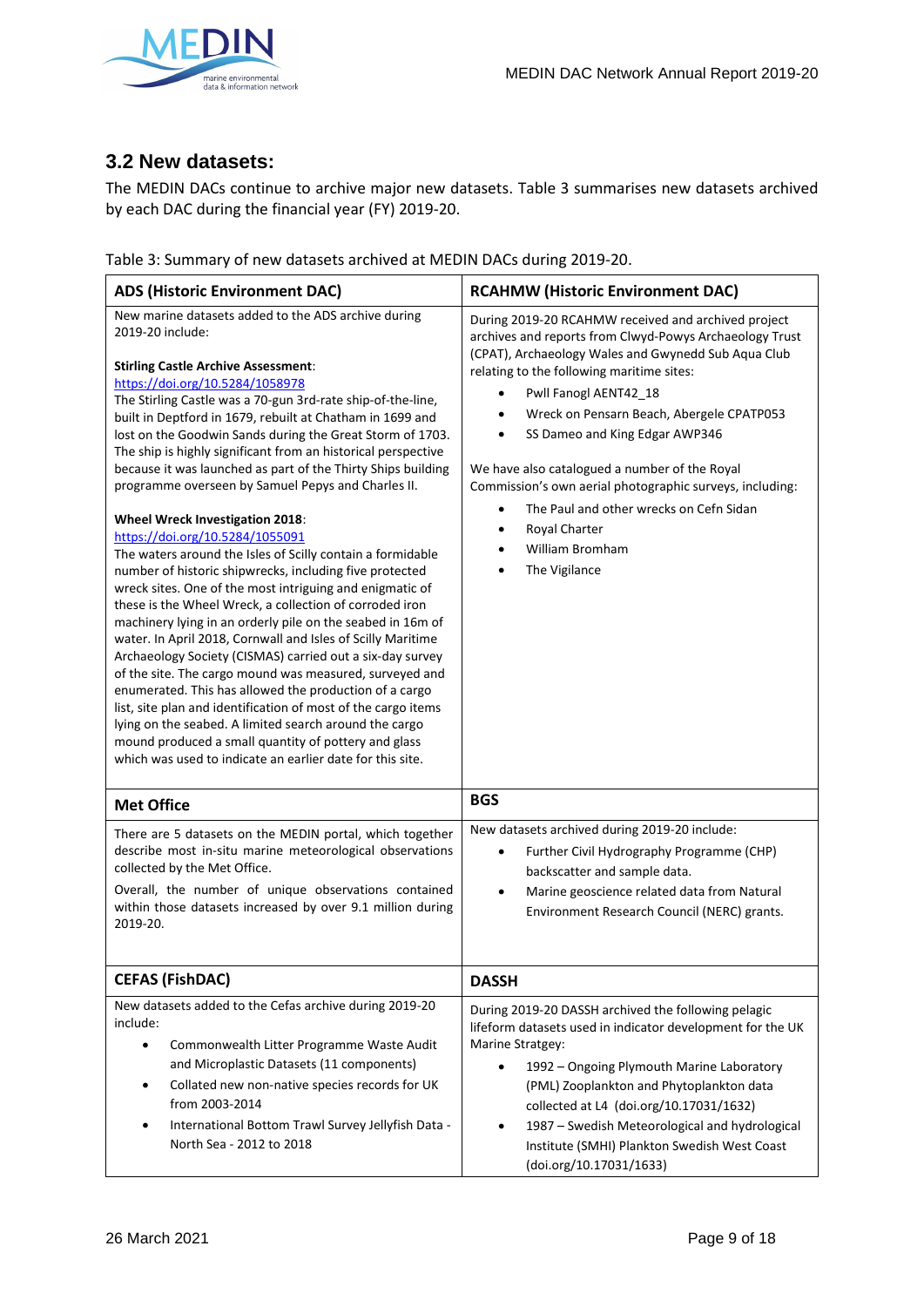## 3.2 New datasets:

The MEDIN DACs continue to archive major new datasets. Table 3 summarises new datasets archived by each DAC during the financial year (FY) 2019-20.

Table 3: Summary of new datasets archived at MEDIN DACs during 2019-20.

| ADS (Historic Environment DAC) | RCAHMW (Historic Environment DAC) |
|---|---|
| New marine datasets added to the ADS archive during 2019-20 include:<br><br>**Stirling Castle Archive Assessment**:<br>https://doi.org/10.5284/1058978<br>The Stirling Castle was a 70-gun 3rd-rate ship-of-the-line, built in Deptford in 1679, rebuilt at Chatham in 1699 and lost on the Goodwin Sands during the Great Storm of 1703. The ship is highly significant from an historical perspective because it was launched as part of the Thirty Ships building programme overseen by Samuel Pepys and Charles II.<br><br>**Wheel Wreck Investigation 2018**:<br>https://doi.org/10.5284/1055091<br>The waters around the Isles of Scilly contain a formidable number of historic shipwrecks, including five protected wreck sites. One of the most intriguing and enigmatic of these is the Wheel Wreck, a collection of corroded iron machinery lying in an orderly pile on the seabed in 16m of water. In April 2018, Cornwall and Isles of Scilly Maritime Archaeology Society (CISMAS) carried out a six-day survey of the site. The cargo mound was measured, surveyed and enumerated. This has allowed the production of a cargo list, site plan and identification of most of the cargo items lying on the seabed. A limited search around the cargo mound produced a small quantity of pottery and glass which was used to indicate an earlier date for this site. | During 2019-20 RCAHMW received and archived project archives and reports from Clwyd-Powys Archaeology Trust (CPAT), Archaeology Wales and Gwynedd Sub Aqua Club relating to the following maritime sites:<br>• Pwll Fanogl AENT42_18<br>• Wreck on Pensarn Beach, Abergele CPATP053<br>• SS Dameo and King Edgar AWP346<br><br>We have also catalogued a number of the Royal Commission's own aerial photographic surveys, including:<br>• The Paul and other wrecks on Cefn Sidan<br>• Royal Charter<br>• William Bromham<br>• The Vigilance |
| **Met Office** | **BGS** |
| There are 5 datasets on the MEDIN portal, which together describe most in-situ marine meteorological observations collected by the Met Office.<br>Overall, the number of unique observations contained within those datasets increased by over 9.1 million during 2019-20. | New datasets archived during 2019-20 include:<br>• Further Civil Hydrography Programme (CHP) backscatter and sample data.<br>• Marine geoscience related data from Natural Environment Research Council (NERC) grants. |
| **CEFAS (FishDAC)** | **DASSH** |
| New datasets added to the Cefas archive during 2019-20 include:<br>• Commonwealth Litter Programme Waste Audit and Microplastic Datasets (11 components)<br>• Collated new non-native species records for UK from 2003-2014<br>• International Bottom Trawl Survey Jellyfish Data - North Sea - 2012 to 2018 | During 2019-20 DASSH archived the following pelagic lifeform datasets used in indicator development for the UK Marine Stratgey:<br>• 1992 – Ongoing Plymouth Marine Laboratory (PML) Zooplankton and Phytoplankton data collected at L4 (doi.org/10.17031/1632)<br>• 1987 – Swedish Meteorological and hydrological Institute (SMHI) Plankton Swedish West Coast (doi.org/10.17031/1633) |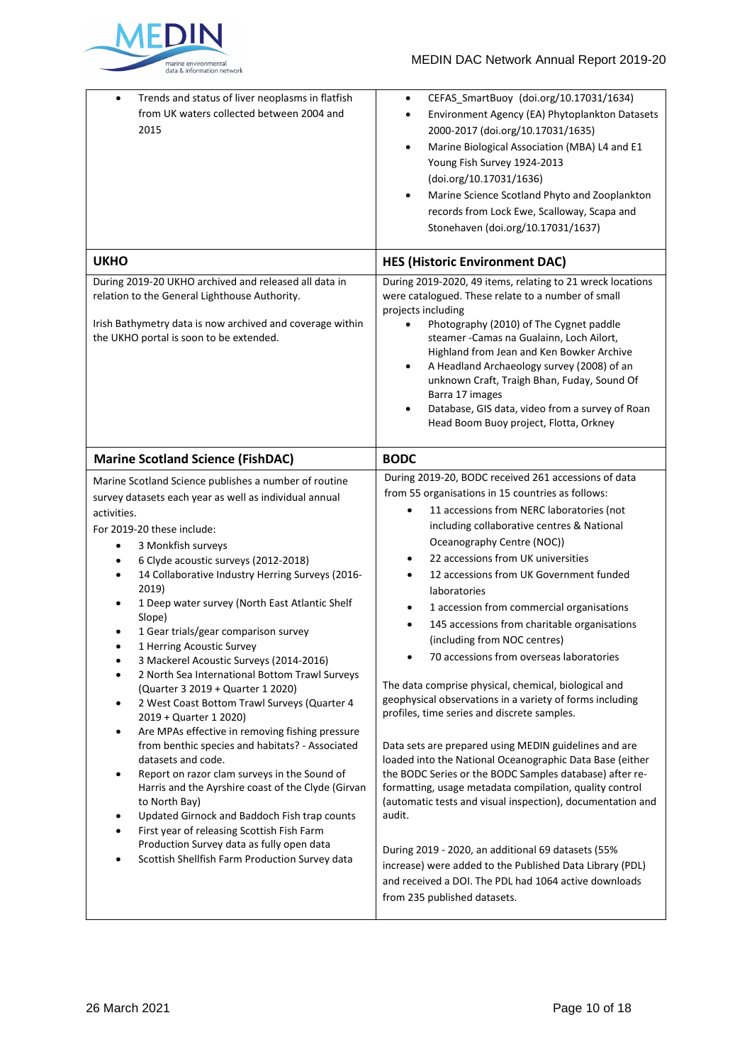- Trends and status of liver neoplasms in flatfish from UK waters collected between 2004 and 2015

- CEFAS_SmartBuoy (doi.org/10.17031/1634)
- Environment Agency (EA) Phytoplankton Datasets 2000-2017 (doi.org/10.17031/1635)
- Marine Biological Association (MBA) L4 and E1 Young Fish Survey 1924-2013 (doi.org/10.17031/1636)
- Marine Science Scotland Phyto and Zooplankton records from Lock Ewe, Scalloway, Scapa and Stonehaven (doi.org/10.17031/1637)

**UKHO**

During 2019-20 UKHO archived and released all data in relation to the General Lighthouse Authority.

Irish Bathymetry data is now archived and coverage within the UKHO portal is soon to be extended.

**HES (Historic Environment DAC)**

During 2019-2020, 49 items, relating to 21 wreck locations were catalogued. These relate to a number of small projects including

- Photography (2010) of The Cygnet paddle steamer -Camas na Gualainn, Loch Ailort, Highland from Jean and Ken Bowker Archive
- A Headland Archaeology survey (2008) of an unknown Craft, Traigh Bhan, Fuday, Sound Of Barra 17 images
- Database, GIS data, video from a survey of Roan Head Boom Buoy project, Flotta, Orkney

**Marine Scotland Science (FishDAC)**

Marine Scotland Science publishes a number of routine survey datasets each year as well as individual annual activities.

For 2019-20 these include:

- 3 Monkfish surveys
- 6 Clyde acoustic surveys (2012-2018)
- 14 Collaborative Industry Herring Surveys (2016-2019)
- 1 Deep water survey (North East Atlantic Shelf Slope)
- 1 Gear trials/gear comparison survey
- 1 Herring Acoustic Survey
- 3 Mackerel Acoustic Surveys (2014-2016)
- 2 North Sea International Bottom Trawl Surveys (Quarter 3 2019 + Quarter 1 2020)
- 2 West Coast Bottom Trawl Surveys (Quarter 4 2019 + Quarter 1 2020)
- Are MPAs effective in removing fishing pressure from benthic species and habitats? - Associated datasets and code.
- Report on razor clam surveys in the Sound of Harris and the Ayrshire coast of the Clyde (Girvan to North Bay)
- Updated Girnock and Baddoch Fish trap counts
- First year of releasing Scottish Fish Farm Production Survey data as fully open data
- Scottish Shellfish Farm Production Survey data

**BODC**

During 2019-20, BODC received 261 accessions of data from 55 organisations in 15 countries as follows:

- 11 accessions from NERC laboratories (not including collaborative centres & National Oceanography Centre (NOC))
- 22 accessions from UK universities
- 12 accessions from UK Government funded laboratories
- 1 accession from commercial organisations
- 145 accessions from charitable organisations (including from NOC centres)
- 70 accessions from overseas laboratories

The data comprise physical, chemical, biological and geophysical observations in a variety of forms including profiles, time series and discrete samples.

Data sets are prepared using MEDIN guidelines and are loaded into the National Oceanographic Data Base (either the BODC Series or the BODC Samples database) after re-formatting, usage metadata compilation, quality control (automatic tests and visual inspection), documentation and audit.

During 2019 - 2020, an additional 69 datasets (55% increase) were added to the Published Data Library (PDL) and received a DOI. The PDL had 1064 active downloads from 235 published datasets.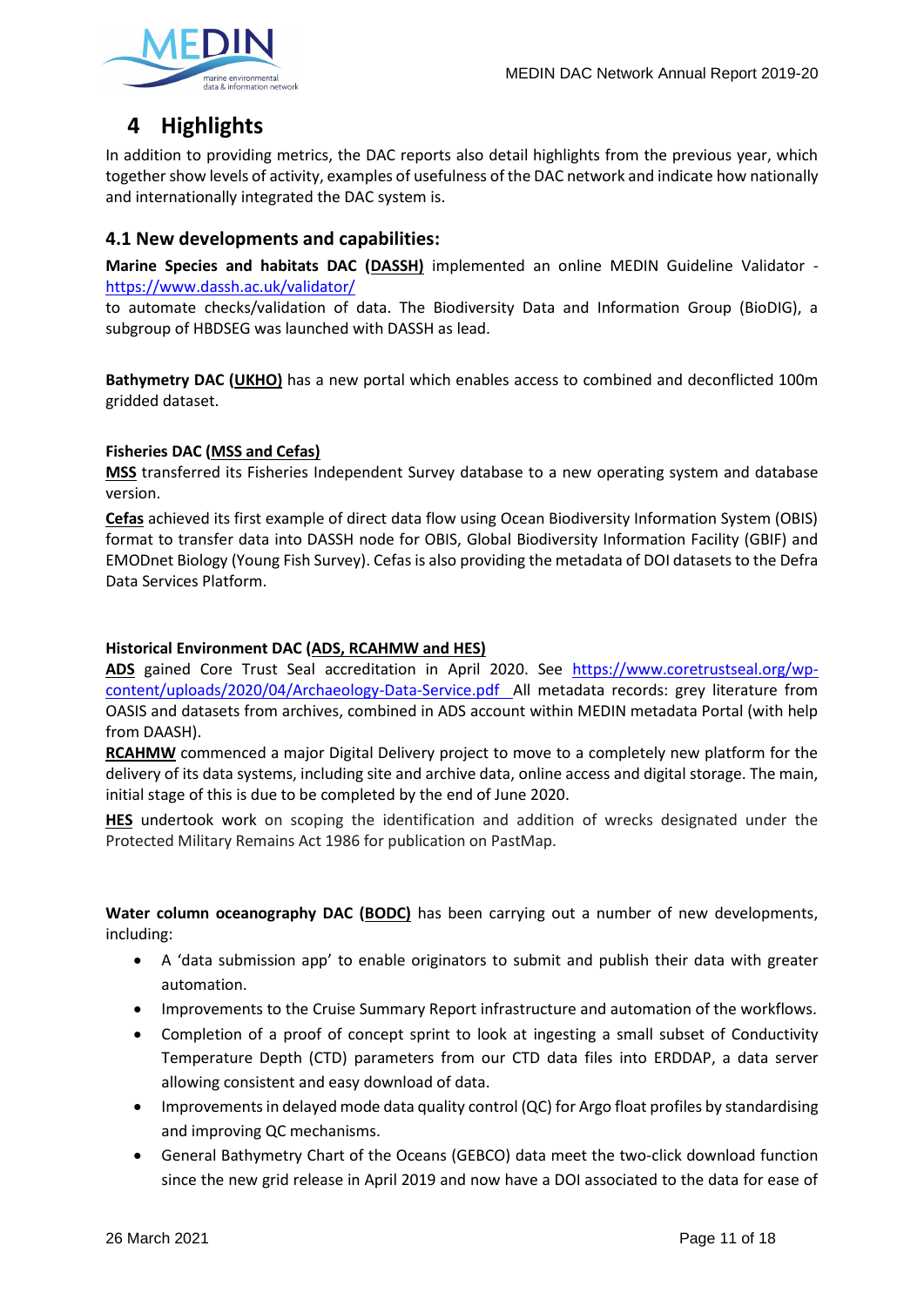# 4 Highlights

In addition to providing metrics, the DAC reports also detail highlights from the previous year, which together show levels of activity, examples of usefulness of the DAC network and indicate how nationally and internationally integrated the DAC system is.

## 4.1 New developments and capabilities:

**Marine Species and habitats DAC (DASSH)** implemented an online MEDIN Guideline Validator - https://www.dassh.ac.uk/validator/
to automate checks/validation of data. The Biodiversity Data and Information Group (BioDIG), a subgroup of HBDSEG was launched with DASSH as lead.

**Bathymetry DAC (UKHO)** has a new portal which enables access to combined and deconflicted 100m gridded dataset.

**Fisheries DAC (MSS and Cefas)**

**MSS** transferred its Fisheries Independent Survey database to a new operating system and database version.

**Cefas** achieved its first example of direct data flow using Ocean Biodiversity Information System (OBIS) format to transfer data into DASSH node for OBIS, Global Biodiversity Information Facility (GBIF) and EMODnet Biology (Young Fish Survey). Cefas is also providing the metadata of DOI datasets to the Defra Data Services Platform.

**Historical Environment DAC (ADS, RCAHMW and HES)**

**ADS** gained Core Trust Seal accreditation in April 2020. See https://www.coretrustseal.org/wp-content/uploads/2020/04/Archaeology-Data-Service.pdf All metadata records: grey literature from OASIS and datasets from archives, combined in ADS account within MEDIN metadata Portal (with help from DAASH).

**RCAHMW** commenced a major Digital Delivery project to move to a completely new platform for the delivery of its data systems, including site and archive data, online access and digital storage. The main, initial stage of this is due to be completed by the end of June 2020.

**HES** undertook work on scoping the identification and addition of wrecks designated under the Protected Military Remains Act 1986 for publication on PastMap.

**Water column oceanography DAC (BODC)** has been carrying out a number of new developments, including:

- A 'data submission app' to enable originators to submit and publish their data with greater automation.
- Improvements to the Cruise Summary Report infrastructure and automation of the workflows.
- Completion of a proof of concept sprint to look at ingesting a small subset of Conductivity Temperature Depth (CTD) parameters from our CTD data files into ERDDAP, a data server allowing consistent and easy download of data.
- Improvements in delayed mode data quality control (QC) for Argo float profiles by standardising and improving QC mechanisms.
- General Bathymetry Chart of the Oceans (GEBCO) data meet the two-click download function since the new grid release in April 2019 and now have a DOI associated to the data for ease of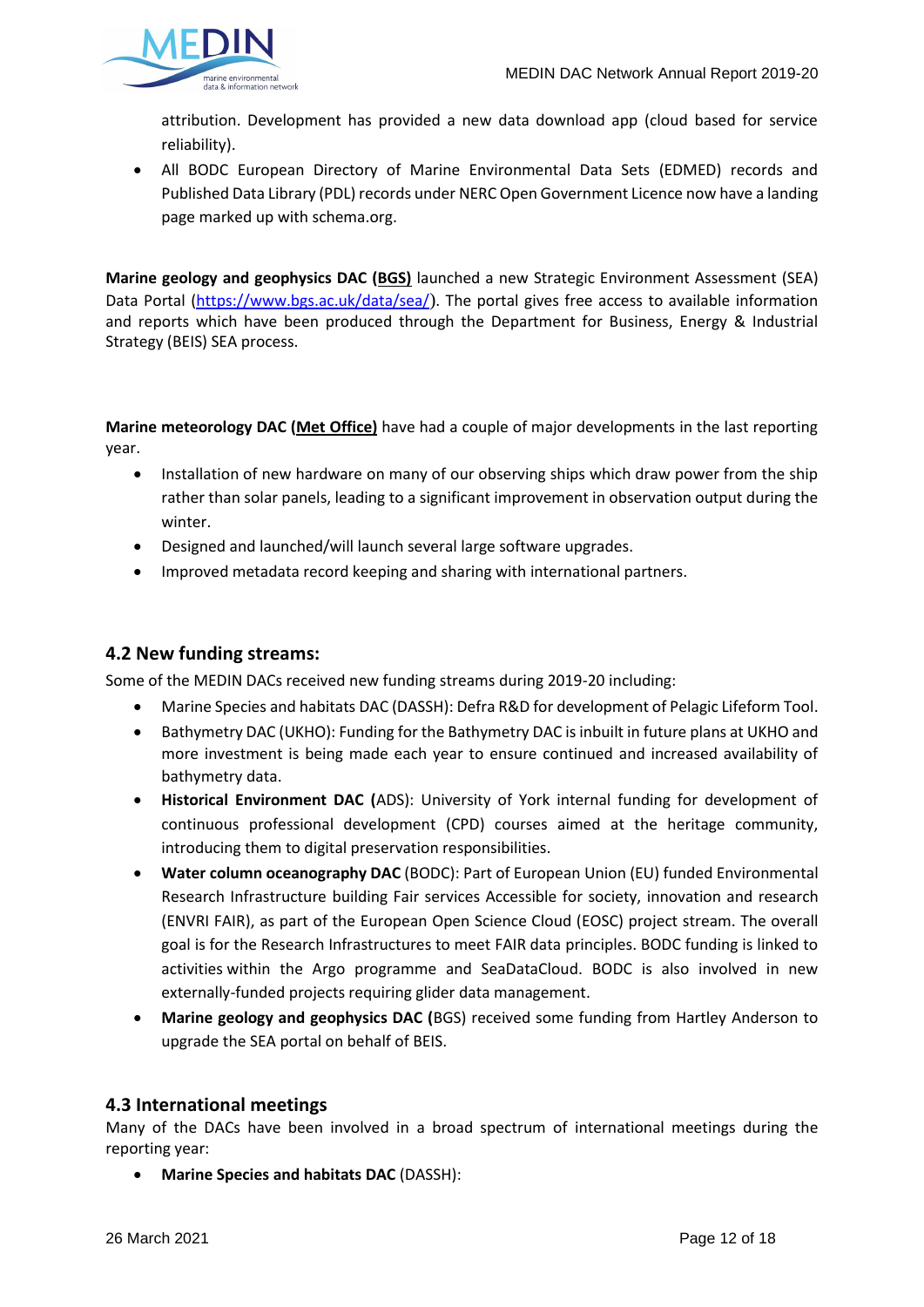attribution. Development has provided a new data download app (cloud based for service reliability).

- All BODC European Directory of Marine Environmental Data Sets (EDMED) records and Published Data Library (PDL) records under NERC Open Government Licence now have a landing page marked up with schema.org.

**Marine geology and geophysics DAC (BGS)** launched a new Strategic Environment Assessment (SEA) Data Portal (https://www.bgs.ac.uk/data/sea/). The portal gives free access to available information and reports which have been produced through the Department for Business, Energy & Industrial Strategy (BEIS) SEA process.

**Marine meteorology DAC (Met Office)** have had a couple of major developments in the last reporting year.

- Installation of new hardware on many of our observing ships which draw power from the ship rather than solar panels, leading to a significant improvement in observation output during the winter.
- Designed and launched/will launch several large software upgrades.
- Improved metadata record keeping and sharing with international partners.

## 4.2 New funding streams:

Some of the MEDIN DACs received new funding streams during 2019-20 including:

- Marine Species and habitats DAC (DASSH): Defra R&D for development of Pelagic Lifeform Tool.
- Bathymetry DAC (UKHO): Funding for the Bathymetry DAC is inbuilt in future plans at UKHO and more investment is being made each year to ensure continued and increased availability of bathymetry data.
- **Historical Environment DAC (**ADS): University of York internal funding for development of continuous professional development (CPD) courses aimed at the heritage community, introducing them to digital preservation responsibilities.
- **Water column oceanography DAC** (BODC): Part of European Union (EU) funded Environmental Research Infrastructure building Fair services Accessible for society, innovation and research (ENVRI FAIR), as part of the European Open Science Cloud (EOSC) project stream. The overall goal is for the Research Infrastructures to meet FAIR data principles. BODC funding is linked to activities within the Argo programme and SeaDataCloud. BODC is also involved in new externally-funded projects requiring glider data management.
- **Marine geology and geophysics DAC (**BGS) received some funding from Hartley Anderson to upgrade the SEA portal on behalf of BEIS.

## 4.3 International meetings

Many of the DACs have been involved in a broad spectrum of international meetings during the reporting year:

- **Marine Species and habitats DAC** (DASSH):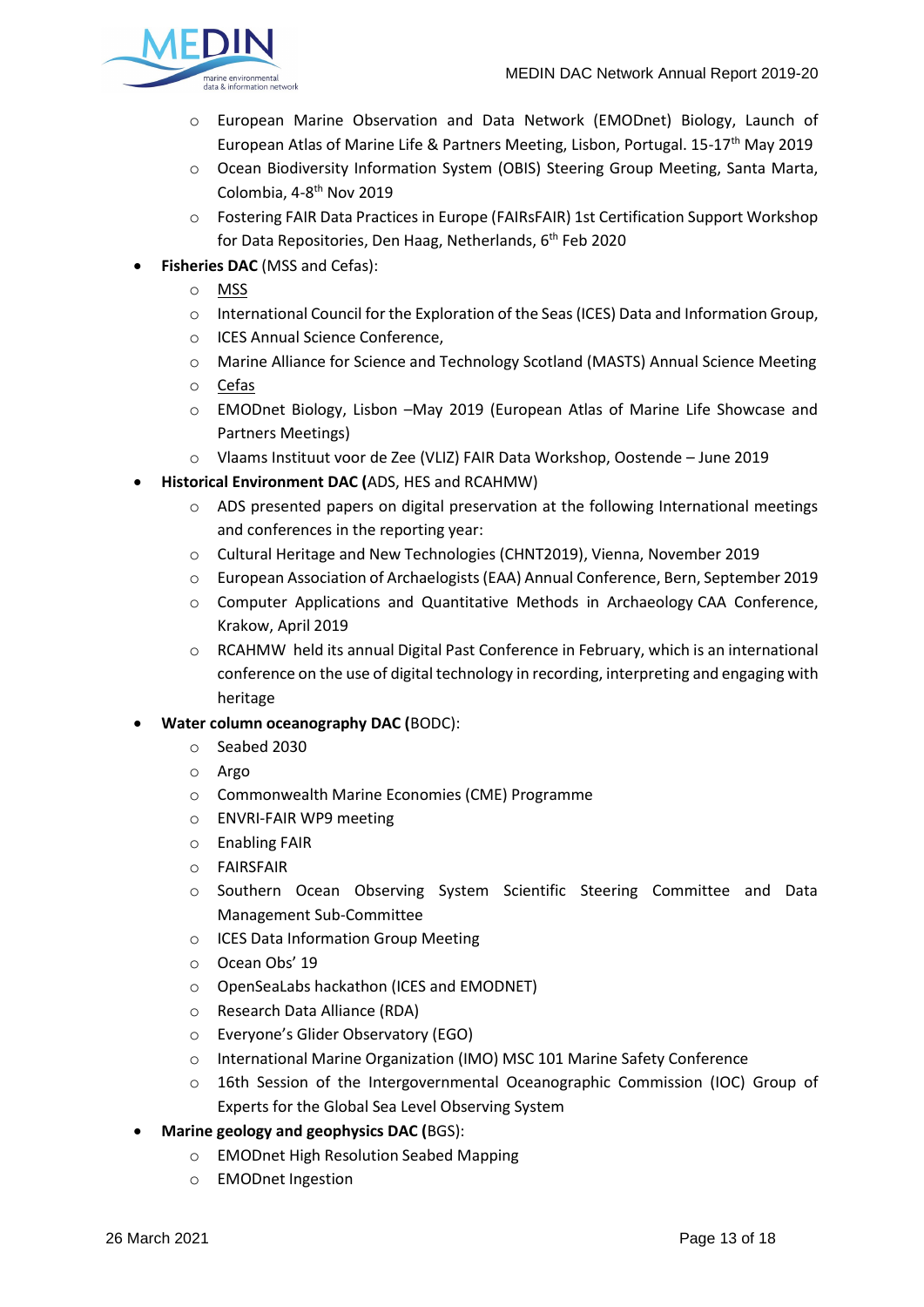- European Marine Observation and Data Network (EMODnet) Biology, Launch of European Atlas of Marine Life & Partners Meeting, Lisbon, Portugal. 15-17th May 2019
    - Ocean Biodiversity Information System (OBIS) Steering Group Meeting, Santa Marta, Colombia, 4-8th Nov 2019
    - Fostering FAIR Data Practices in Europe (FAIRsFAIR) 1st Certification Support Workshop for Data Repositories, Den Haag, Netherlands, 6th Feb 2020
- **Fisheries DAC** (MSS and Cefas):
    - MSS
    - International Council for the Exploration of the Seas (ICES) Data and Information Group,
    - ICES Annual Science Conference,
    - Marine Alliance for Science and Technology Scotland (MASTS) Annual Science Meeting
    - Cefas
    - EMODnet Biology, Lisbon –May 2019 (European Atlas of Marine Life Showcase and Partners Meetings)
    - Vlaams Instituut voor de Zee (VLIZ) FAIR Data Workshop, Oostende – June 2019
- **Historical Environment DAC (**ADS, HES and RCAHMW)
    - ADS presented papers on digital preservation at the following International meetings and conferences in the reporting year:
    - Cultural Heritage and New Technologies (CHNT2019), Vienna, November 2019
    - European Association of Archaeologists (EAA) Annual Conference, Bern, September 2019
    - Computer Applications and Quantitative Methods in Archaeology CAA Conference, Krakow, April 2019
    - RCAHMW held its annual Digital Past Conference in February, which is an international conference on the use of digital technology in recording, interpreting and engaging with heritage
- **Water column oceanography DAC (**BODC):
    - Seabed 2030
    - Argo
    - Commonwealth Marine Economies (CME) Programme
    - ENVRI-FAIR WP9 meeting
    - Enabling FAIR
    - FAIRSFAIR
    - Southern Ocean Observing System Scientific Steering Committee and Data Management Sub-Committee
    - ICES Data Information Group Meeting
    - Ocean Obs' 19
    - OpenSeaLabs hackathon (ICES and EMODNET)
    - Research Data Alliance (RDA)
    - Everyone's Glider Observatory (EGO)
    - International Marine Organization (IMO) MSC 101 Marine Safety Conference
    - 16th Session of the Intergovernmental Oceanographic Commission (IOC) Group of Experts for the Global Sea Level Observing System
- **Marine geology and geophysics DAC (**BGS):
    - EMODnet High Resolution Seabed Mapping
    - EMODnet Ingestion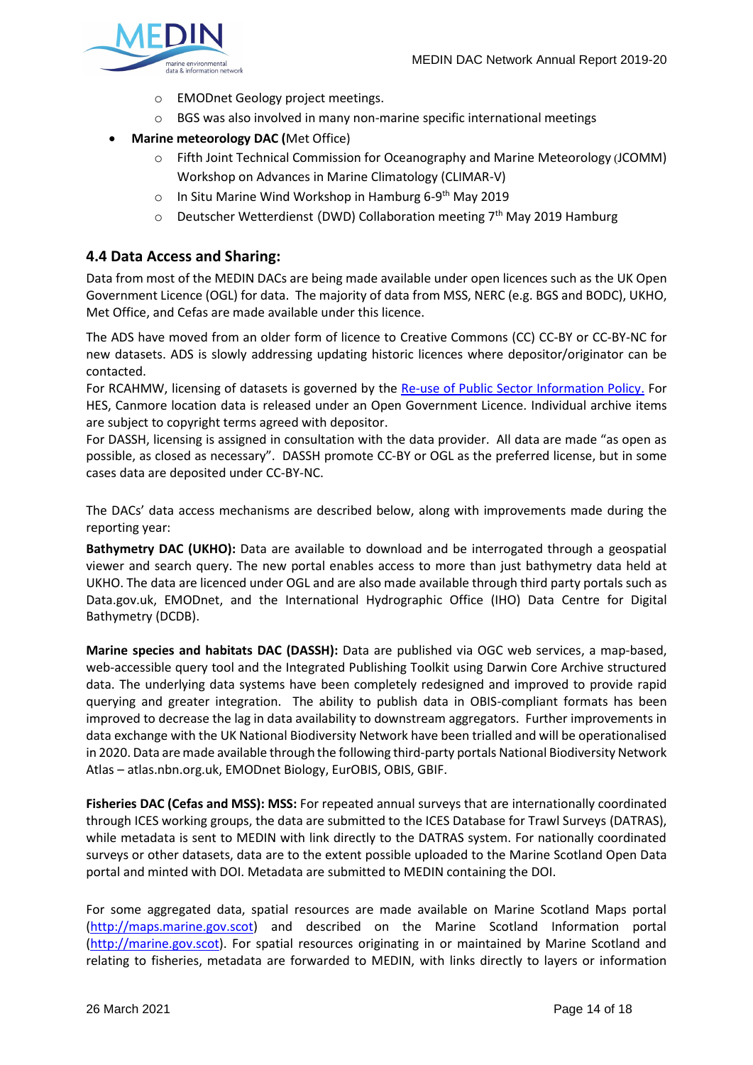- EMODnet Geology project meetings.
  - BGS was also involved in many non-marine specific international meetings
- **Marine meteorology DAC (**Met Office)
  - Fifth Joint Technical Commission for Oceanography and Marine Meteorology (JCOMM) Workshop on Advances in Marine Climatology (CLIMAR-V)
  - In Situ Marine Wind Workshop in Hamburg 6-9th May 2019
  - Deutscher Wetterdienst (DWD) Collaboration meeting 7th May 2019 Hamburg

### 4.4 Data Access and Sharing:

Data from most of the MEDIN DACs are being made available under open licences such as the UK Open Government Licence (OGL) for data. The majority of data from MSS, NERC (e.g. BGS and BODC), UKHO, Met Office, and Cefas are made available under this licence.

The ADS have moved from an older form of licence to Creative Commons (CC) CC-BY or CC-BY-NC for new datasets. ADS is slowly addressing updating historic licences where depositor/originator can be contacted.

For RCAHMW, licensing of datasets is governed by the [Re-use of Public Sector Information Policy.]() For HES, Canmore location data is released under an Open Government Licence. Individual archive items are subject to copyright terms agreed with depositor.

For DASSH, licensing is assigned in consultation with the data provider. All data are made "as open as possible, as closed as necessary". DASSH promote CC-BY or OGL as the preferred license, but in some cases data are deposited under CC-BY-NC.

The DACs' data access mechanisms are described below, along with improvements made during the reporting year:

**Bathymetry DAC (UKHO):** Data are available to download and be interrogated through a geospatial viewer and search query. The new portal enables access to more than just bathymetry data held at UKHO. The data are licenced under OGL and are also made available through third party portals such as Data.gov.uk, EMODnet, and the International Hydrographic Office (IHO) Data Centre for Digital Bathymetry (DCDB).

**Marine species and habitats DAC (DASSH):** Data are published via OGC web services, a map-based, web-accessible query tool and the Integrated Publishing Toolkit using Darwin Core Archive structured data. The underlying data systems have been completely redesigned and improved to provide rapid querying and greater integration. The ability to publish data in OBIS-compliant formats has been improved to decrease the lag in data availability to downstream aggregators. Further improvements in data exchange with the UK National Biodiversity Network have been trialled and will be operationalised in 2020. Data are made available through the following third-party portals National Biodiversity Network Atlas – atlas.nbn.org.uk, EMODnet Biology, EurOBIS, OBIS, GBIF.

**Fisheries DAC (Cefas and MSS): MSS:** For repeated annual surveys that are internationally coordinated through ICES working groups, the data are submitted to the ICES Database for Trawl Surveys (DATRAS), while metadata is sent to MEDIN with link directly to the DATRAS system. For nationally coordinated surveys or other datasets, data are to the extent possible uploaded to the Marine Scotland Open Data portal and minted with DOI. Metadata are submitted to MEDIN containing the DOI.

For some aggregated data, spatial resources are made available on Marine Scotland Maps portal ([http://maps.marine.gov.scot](http://maps.marine.gov.scot)) and described on the Marine Scotland Information portal ([http://marine.gov.scot](http://marine.gov.scot)). For spatial resources originating in or maintained by Marine Scotland and relating to fisheries, metadata are forwarded to MEDIN, with links directly to layers or information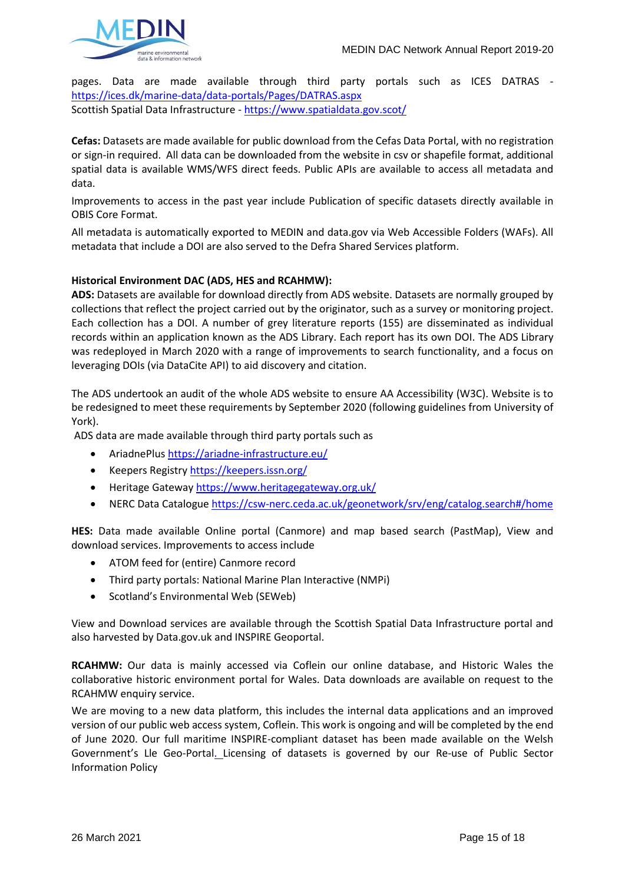pages. Data are made available through third party portals such as ICES DATRAS - https://ices.dk/marine-data/data-portals/Pages/DATRAS.aspx
Scottish Spatial Data Infrastructure - https://www.spatialdata.gov.scot/

**Cefas:** Datasets are made available for public download from the Cefas Data Portal, with no registration or sign-in required. All data can be downloaded from the website in csv or shapefile format, additional spatial data is available WMS/WFS direct feeds. Public APIs are available to access all metadata and data.

Improvements to access in the past year include Publication of specific datasets directly available in OBIS Core Format.

All metadata is automatically exported to MEDIN and data.gov via Web Accessible Folders (WAFs). All metadata that include a DOI are also served to the Defra Shared Services platform.

**Historical Environment DAC (ADS, HES and RCAHMW):**
**ADS:** Datasets are available for download directly from ADS website. Datasets are normally grouped by collections that reflect the project carried out by the originator, such as a survey or monitoring project. Each collection has a DOI. A number of grey literature reports (155) are disseminated as individual records within an application known as the ADS Library. Each report has its own DOI. The ADS Library was redeployed in March 2020 with a range of improvements to search functionality, and a focus on leveraging DOIs (via DataCite API) to aid discovery and citation.

The ADS undertook an audit of the whole ADS website to ensure AA Accessibility (W3C). Website is to be redesigned to meet these requirements by September 2020 (following guidelines from University of York).
ADS data are made available through third party portals such as

- AriadnePlus https://ariadne-infrastructure.eu/
- Keepers Registry https://keepers.issn.org/
- Heritage Gateway https://www.heritagegateway.org.uk/
- NERC Data Catalogue https://csw-nerc.ceda.ac.uk/geonetwork/srv/eng/catalog.search#/home

**HES:** Data made available Online portal (Canmore) and map based search (PastMap), View and download services. Improvements to access include

- ATOM feed for (entire) Canmore record
- Third party portals: National Marine Plan Interactive (NMPi)
- Scotland's Environmental Web (SEWeb)

View and Download services are available through the Scottish Spatial Data Infrastructure portal and also harvested by Data.gov.uk and INSPIRE Geoportal.

**RCAHMW:** Our data is mainly accessed via Coflein our online database, and Historic Wales the collaborative historic environment portal for Wales. Data downloads are available on request to the RCAHMW enquiry service.

We are moving to a new data platform, this includes the internal data applications and an improved version of our public web access system, Coflein. This work is ongoing and will be completed by the end of June 2020. Our full maritime INSPIRE-compliant dataset has been made available on the Welsh Government's Lle Geo-Portal. Licensing of datasets is governed by our Re-use of Public Sector Information Policy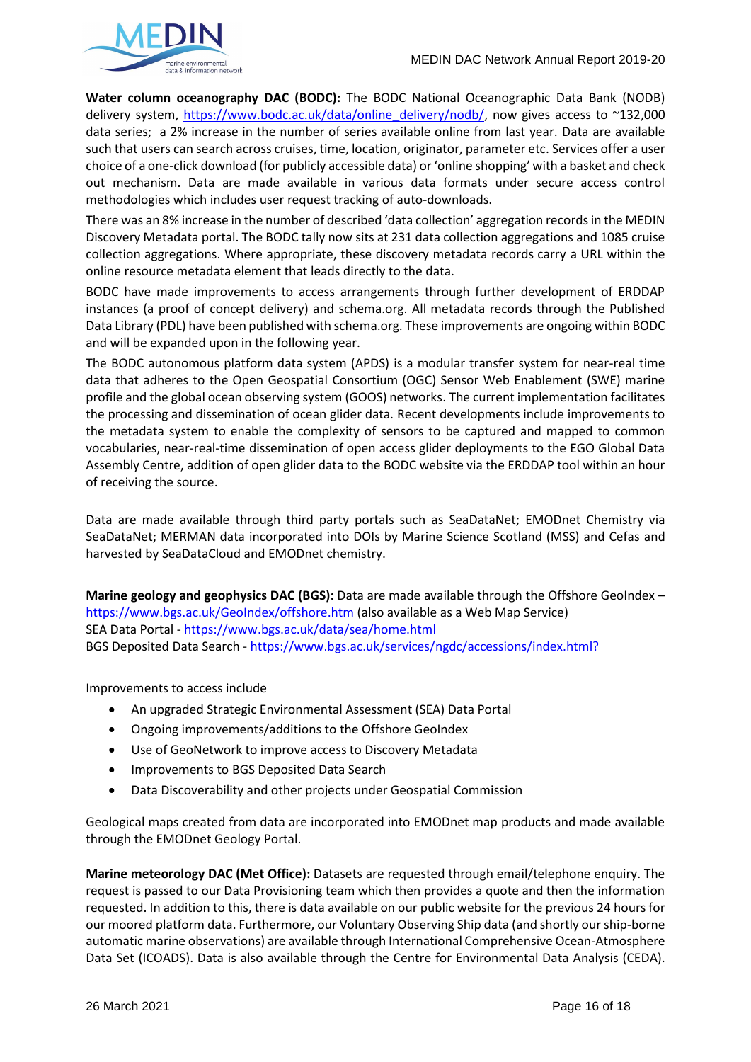**Water column oceanography DAC (BODC):** The BODC National Oceanographic Data Bank (NODB) delivery system, https://www.bodc.ac.uk/data/online_delivery/nodb/, now gives access to ~132,000 data series; a 2% increase in the number of series available online from last year. Data are available such that users can search across cruises, time, location, originator, parameter etc. Services offer a user choice of a one-click download (for publicly accessible data) or 'online shopping' with a basket and check out mechanism. Data are made available in various data formats under secure access control methodologies which includes user request tracking of auto-downloads.

There was an 8% increase in the number of described 'data collection' aggregation records in the MEDIN Discovery Metadata portal. The BODC tally now sits at 231 data collection aggregations and 1085 cruise collection aggregations. Where appropriate, these discovery metadata records carry a URL within the online resource metadata element that leads directly to the data.

BODC have made improvements to access arrangements through further development of ERDDAP instances (a proof of concept delivery) and schema.org. All metadata records through the Published Data Library (PDL) have been published with schema.org. These improvements are ongoing within BODC and will be expanded upon in the following year.

The BODC autonomous platform data system (APDS) is a modular transfer system for near-real time data that adheres to the Open Geospatial Consortium (OGC) Sensor Web Enablement (SWE) marine profile and the global ocean observing system (GOOS) networks. The current implementation facilitates the processing and dissemination of ocean glider data. Recent developments include improvements to the metadata system to enable the complexity of sensors to be captured and mapped to common vocabularies, near-real-time dissemination of open access glider deployments to the EGO Global Data Assembly Centre, addition of open glider data to the BODC website via the ERDDAP tool within an hour of receiving the source.

Data are made available through third party portals such as SeaDataNet; EMODnet Chemistry via SeaDataNet; MERMAN data incorporated into DOIs by Marine Science Scotland (MSS) and Cefas and harvested by SeaDataCloud and EMODnet chemistry.

**Marine geology and geophysics DAC (BGS):** Data are made available through the Offshore GeoIndex – https://www.bgs.ac.uk/GeoIndex/offshore.htm (also available as a Web Map Service)
SEA Data Portal - https://www.bgs.ac.uk/data/sea/home.html
BGS Deposited Data Search - https://www.bgs.ac.uk/services/ngdc/accessions/index.html?

Improvements to access include

- An upgraded Strategic Environmental Assessment (SEA) Data Portal
- Ongoing improvements/additions to the Offshore GeoIndex
- Use of GeoNetwork to improve access to Discovery Metadata
- Improvements to BGS Deposited Data Search
- Data Discoverability and other projects under Geospatial Commission

Geological maps created from data are incorporated into EMODnet map products and made available through the EMODnet Geology Portal.

**Marine meteorology DAC (Met Office):** Datasets are requested through email/telephone enquiry. The request is passed to our Data Provisioning team which then provides a quote and then the information requested. In addition to this, there is data available on our public website for the previous 24 hours for our moored platform data. Furthermore, our Voluntary Observing Ship data (and shortly our ship-borne automatic marine observations) are available through International Comprehensive Ocean-Atmosphere Data Set (ICOADS). Data is also available through the Centre for Environmental Data Analysis (CEDA).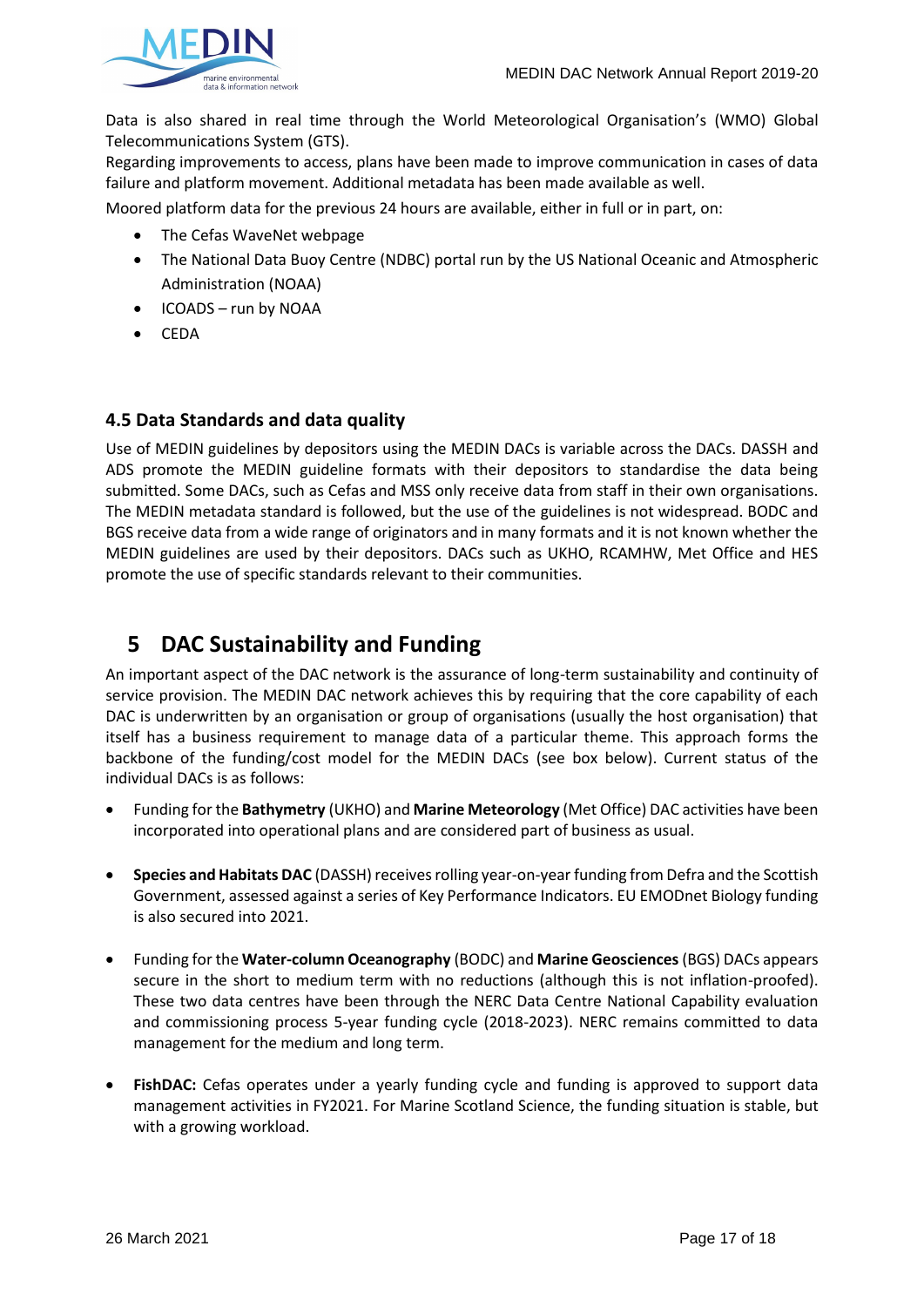Data is also shared in real time through the World Meteorological Organisation's (WMO) Global Telecommunications System (GTS).

Regarding improvements to access, plans have been made to improve communication in cases of data failure and platform movement. Additional metadata has been made available as well.

Moored platform data for the previous 24 hours are available, either in full or in part, on:

- The Cefas WaveNet webpage
- The National Data Buoy Centre (NDBC) portal run by the US National Oceanic and Atmospheric Administration (NOAA)
- ICOADS – run by NOAA
- CEDA

### 4.5 Data Standards and data quality

Use of MEDIN guidelines by depositors using the MEDIN DACs is variable across the DACs. DASSH and ADS promote the MEDIN guideline formats with their depositors to standardise the data being submitted. Some DACs, such as Cefas and MSS only receive data from staff in their own organisations. The MEDIN metadata standard is followed, but the use of the guidelines is not widespread. BODC and BGS receive data from a wide range of originators and in many formats and it is not known whether the MEDIN guidelines are used by their depositors. DACs such as UKHO, RCAMHW, Met Office and HES promote the use of specific standards relevant to their communities.

## 5 DAC Sustainability and Funding

An important aspect of the DAC network is the assurance of long-term sustainability and continuity of service provision. The MEDIN DAC network achieves this by requiring that the core capability of each DAC is underwritten by an organisation or group of organisations (usually the host organisation) that itself has a business requirement to manage data of a particular theme. This approach forms the backbone of the funding/cost model for the MEDIN DACs (see box below). Current status of the individual DACs is as follows:

- Funding for the **Bathymetry** (UKHO) and **Marine Meteorology** (Met Office) DAC activities have been incorporated into operational plans and are considered part of business as usual.

- **Species and Habitats DAC** (DASSH) receives rolling year-on-year funding from Defra and the Scottish Government, assessed against a series of Key Performance Indicators. EU EMODnet Biology funding is also secured into 2021.

- Funding for the **Water-column Oceanography** (BODC) and **Marine Geosciences** (BGS) DACs appears secure in the short to medium term with no reductions (although this is not inflation-proofed). These two data centres have been through the NERC Data Centre National Capability evaluation and commissioning process 5-year funding cycle (2018-2023). NERC remains committed to data management for the medium and long term.

- **FishDAC:** Cefas operates under a yearly funding cycle and funding is approved to support data management activities in FY2021. For Marine Scotland Science, the funding situation is stable, but with a growing workload.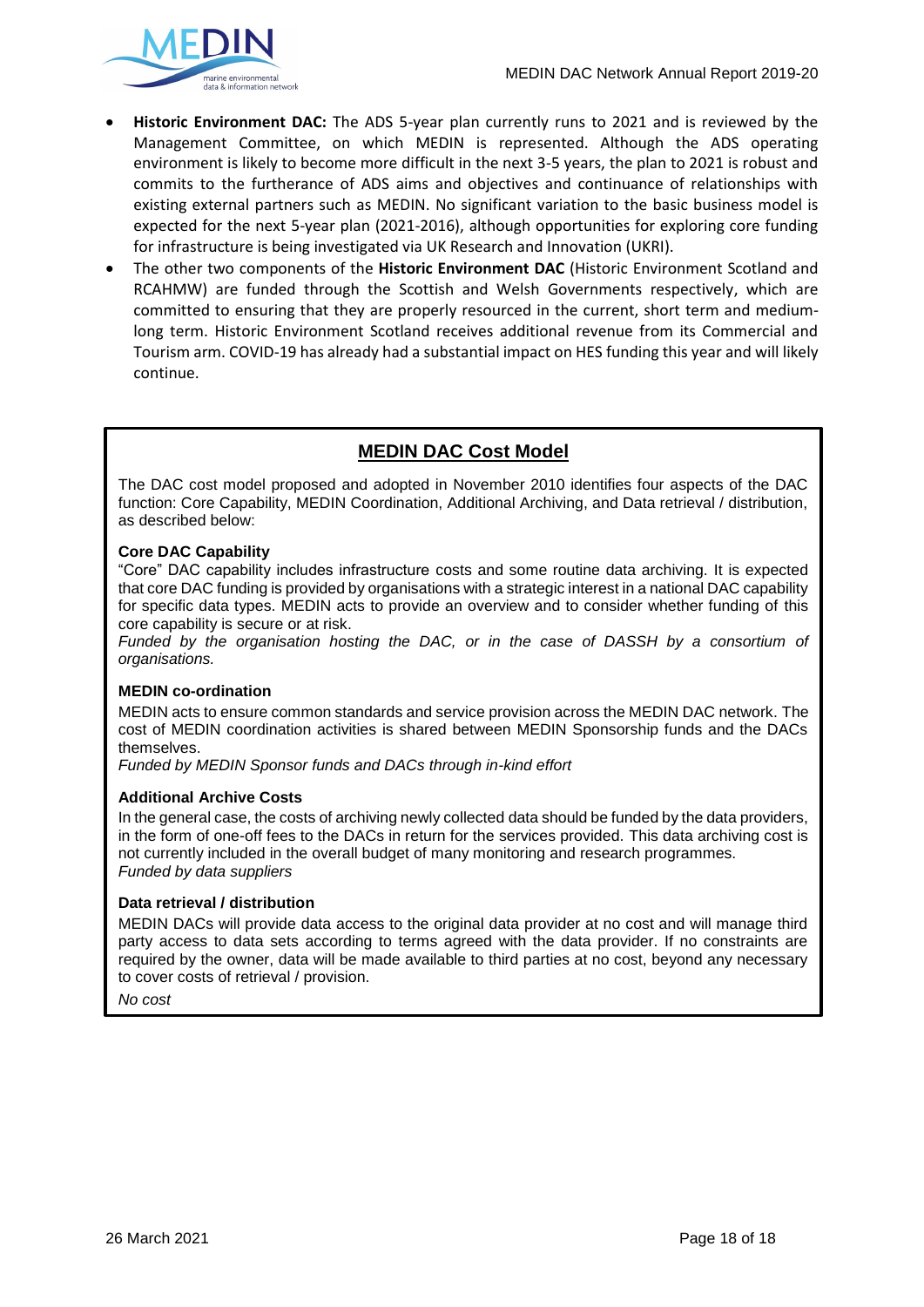- **Historic Environment DAC:** The ADS 5-year plan currently runs to 2021 and is reviewed by the Management Committee, on which MEDIN is represented. Although the ADS operating environment is likely to become more difficult in the next 3-5 years, the plan to 2021 is robust and commits to the furtherance of ADS aims and objectives and continuance of relationships with existing external partners such as MEDIN. No significant variation to the basic business model is expected for the next 5-year plan (2021-2016), although opportunities for exploring core funding for infrastructure is being investigated via UK Research and Innovation (UKRI).
- The other two components of the **Historic Environment DAC** (Historic Environment Scotland and RCAHMW) are funded through the Scottish and Welsh Governments respectively, which are committed to ensuring that they are properly resourced in the current, short term and medium-long term. Historic Environment Scotland receives additional revenue from its Commercial and Tourism arm. COVID-19 has already had a substantial impact on HES funding this year and will likely continue.

## MEDIN DAC Cost Model

The DAC cost model proposed and adopted in November 2010 identifies four aspects of the DAC function: Core Capability, MEDIN Coordination, Additional Archiving, and Data retrieval / distribution, as described below:

### Core DAC Capability

"Core" DAC capability includes infrastructure costs and some routine data archiving. It is expected that core DAC funding is provided by organisations with a strategic interest in a national DAC capability for specific data types. MEDIN acts to provide an overview and to consider whether funding of this core capability is secure or at risk.

*Funded by the organisation hosting the DAC, or in the case of DASSH by a consortium of organisations.*

### MEDIN co-ordination

MEDIN acts to ensure common standards and service provision across the MEDIN DAC network. The cost of MEDIN coordination activities is shared between MEDIN Sponsorship funds and the DACs themselves.

*Funded by MEDIN Sponsor funds and DACs through in-kind effort*

### Additional Archive Costs

In the general case, the costs of archiving newly collected data should be funded by the data providers, in the form of one-off fees to the DACs in return for the services provided. This data archiving cost is not currently included in the overall budget of many monitoring and research programmes.

*Funded by data suppliers*

### Data retrieval / distribution

MEDIN DACs will provide data access to the original data provider at no cost and will manage third party access to data sets according to terms agreed with the data provider. If no constraints are required by the owner, data will be made available to third parties at no cost, beyond any necessary to cover costs of retrieval / provision.

*No cost*